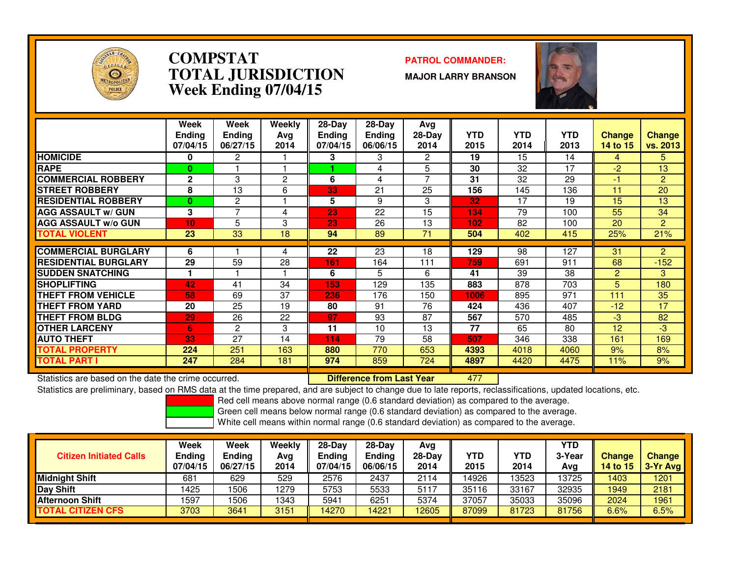# COMPSTAT
# TOTAL JURISDICTION
## Week Ending 07/04/15

**PATROL COMMANDER:**

**MAJOR LARRY BRANSON**

| | Week Ending 07/04/15 | Week Ending 06/27/15 | Weekly Avg 2014 | 28-Day Ending 07/04/15 | 28-Day Ending 06/06/15 | Avg 28-Day 2014 | YTD 2015 | YTD 2014 | YTD 2013 | Change 14 to 15 | Change vs. 2013 |
|---|---|---|---|---|---|---|---|---|---|---|---|
| HOMICIDE | 0 | 2 | 1 | 3 | 3 | 2 | 19 | 15 | 14 | 4 | 5 |
| RAPE | 0 | 1 | 1 | 1 | 4 | 5 | 30 | 32 | 17 | -2 | 13 |
| COMMERCIAL ROBBERY | 2 | 3 | 2 | 6 | 4 | 7 | 31 | 32 | 29 | -1 | 2 |
| STREET ROBBERY | 8 | 13 | 6 | 33 | 21 | 25 | 156 | 145 | 136 | 11 | 20 |
| RESIDENTIAL ROBBERY | 0 | 2 | 1 | 5 | 9 | 3 | 32 | 17 | 19 | 15 | 13 |
| AGG ASSAULT w/ GUN | 3 | 7 | 4 | 23 | 22 | 15 | 134 | 79 | 100 | 55 | 34 |
| AGG ASSAULT w/o GUN | 10 | 5 | 3 | 23 | 26 | 13 | 102 | 82 | 100 | 20 | 2 |
| TOTAL VIOLENT | 23 | 33 | 18 | 94 | 89 | 71 | 504 | 402 | 415 | 25% | 21% |
| COMMERCIAL BURGLARY | 6 | 1 | 4 | 22 | 23 | 18 | 129 | 98 | 127 | 31 | 2 |
| RESIDENTIAL BURGLARY | 29 | 59 | 28 | 161 | 164 | 111 | 759 | 691 | 911 | 68 | -152 |
| SUDDEN SNATCHING | 1 | 1 | 1 | 6 | 5 | 6 | 41 | 39 | 38 | 2 | 3 |
| SHOPLIFTING | 42 | 41 | 34 | 153 | 129 | 135 | 883 | 878 | 703 | 5 | 180 |
| THEFT FROM VEHICLE | 58 | 69 | 37 | 236 | 176 | 150 | 1006 | 895 | 971 | 111 | 35 |
| THEFT FROM YARD | 20 | 25 | 19 | 80 | 91 | 76 | 424 | 436 | 407 | -12 | 17 |
| THEFT FROM BLDG | 29 | 26 | 22 | 97 | 93 | 87 | 567 | 570 | 485 | -3 | 82 |
| OTHER LARCENY | 6 | 2 | 3 | 11 | 10 | 13 | 77 | 65 | 80 | 12 | -3 |
| AUTO THEFT | 33 | 27 | 14 | 114 | 79 | 58 | 507 | 346 | 338 | 161 | 169 |
| TOTAL PROPERTY | 224 | 251 | 163 | 880 | 770 | 653 | 4393 | 4018 | 4060 | 9% | 8% |
| TOTAL PART I | 247 | 284 | 181 | 974 | 859 | 724 | 4897 | 4420 | 4475 | 11% | 9% |

Statistics are based on the date the crime occurred. **Difference from Last Year** 477

Statistics are preliminary, based on RMS data at the time prepared, and are subject to change due to late reports, reclassifications, updated locations, etc.

Red cell means above normal range (0.6 standard deviation) as compared to the average.
Green cell means below normal range (0.6 standard deviation) as compared to the average.
White cell means within normal range (0.6 standard deviation) as compared to the average.

| Citizen Initiated Calls | Week Ending 07/04/15 | Week Ending 06/27/15 | Weekly Avg 2014 | 28-Day Ending 07/04/15 | 28-Day Ending 06/06/15 | Avg 28-Day 2014 | YTD 2015 | YTD 2014 | YTD 3-Year Avg | Change 14 to 15 | Change 3-Yr Avg |
|---|---|---|---|---|---|---|---|---|---|---|---|
| Midnight Shift | 681 | 629 | 529 | 2576 | 2437 | 2114 | 14926 | 13523 | 13725 | 1403 | 1201 |
| Day Shift | 1425 | 1506 | 1279 | 5753 | 5533 | 5117 | 35116 | 33167 | 32935 | 1949 | 2181 |
| Afternoon Shift | 1597 | 1506 | 1343 | 5941 | 6251 | 5374 | 37057 | 35033 | 35096 | 2024 | 1961 |
| TOTAL CITIZEN CFS | 3703 | 3641 | 3151 | 14270 | 14221 | 12605 | 87099 | 81723 | 81756 | 6.6% | 6.5% |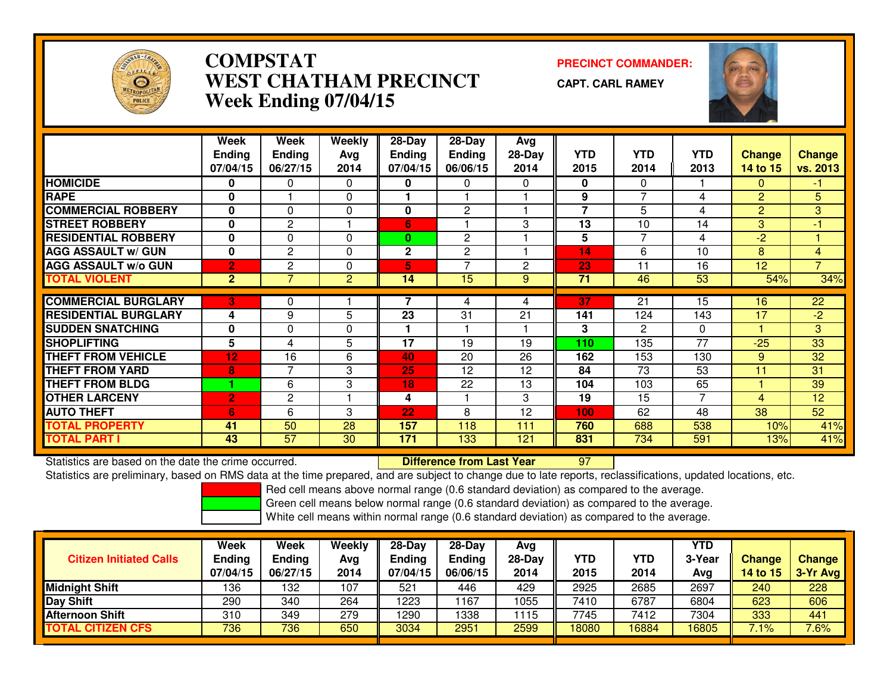# COMPSTAT
# WEST CHATHAM PRECINCT
# Week Ending 07/04/15

**PRECINCT COMMANDER:**

**CAPT. CARL RAMEY**

| | Week Ending 07/04/15 | Week Ending 06/27/15 | Weekly Avg 2014 | 28-Day Ending 07/04/15 | 28-Day Ending 06/06/15 | Avg 28-Day 2014 | YTD 2015 | YTD 2014 | YTD 2013 | Change 14 to 15 | Change vs. 2013 |
|---|---|---|---|---|---|---|---|---|---|---|---|
| HOMICIDE | 0 | 0 | 0 | 0 | 0 | 0 | 0 | 0 | 1 | 0 | -1 |
| RAPE | 0 | 1 | 0 | 1 | 1 | 1 | 9 | 7 | 4 | 2 | 5 |
| COMMERCIAL ROBBERY | 0 | 0 | 0 | 0 | 2 | 1 | 7 | 5 | 4 | 2 | 3 |
| STREET ROBBERY | 0 | 2 | 1 | 6 | 1 | 3 | 13 | 10 | 14 | 3 | -1 |
| RESIDENTIAL ROBBERY | 0 | 0 | 0 | 0 | 2 | 1 | 5 | 7 | 4 | -2 | 1 |
| AGG ASSAULT w/ GUN | 0 | 2 | 0 | 2 | 2 | 1 | 14 | 6 | 10 | 8 | 4 |
| AGG ASSAULT w/o GUN | 2 | 2 | 0 | 5 | 7 | 2 | 23 | 11 | 16 | 12 | 7 |
| TOTAL VIOLENT | 2 | 7 | 2 | 14 | 15 | 9 | 71 | 46 | 53 | 54% | 34% |
| COMMERCIAL BURGLARY | 3 | 0 | 1 | 7 | 4 | 4 | 37 | 21 | 15 | 16 | 22 |
| RESIDENTIAL BURGLARY | 4 | 9 | 5 | 23 | 31 | 21 | 141 | 124 | 143 | 17 | -2 |
| SUDDEN SNATCHING | 0 | 0 | 0 | 1 | 1 | 1 | 3 | 2 | 0 | 1 | 3 |
| SHOPLIFTING | 5 | 4 | 5 | 17 | 19 | 19 | 110 | 135 | 77 | -25 | 33 |
| THEFT FROM VEHICLE | 12 | 16 | 6 | 40 | 20 | 26 | 162 | 153 | 130 | 9 | 32 |
| THEFT FROM YARD | 8 | 7 | 3 | 25 | 12 | 12 | 84 | 73 | 53 | 11 | 31 |
| THEFT FROM BLDG | 1 | 6 | 3 | 18 | 22 | 13 | 104 | 103 | 65 | 1 | 39 |
| OTHER LARCENY | 2 | 2 | 1 | 4 | 1 | 3 | 19 | 15 | 7 | 4 | 12 |
| AUTO THEFT | 6 | 6 | 3 | 22 | 8 | 12 | 100 | 62 | 48 | 38 | 52 |
| TOTAL PROPERTY | 41 | 50 | 28 | 157 | 118 | 111 | 760 | 688 | 538 | 10% | 41% |
| TOTAL PART I | 43 | 57 | 30 | 171 | 133 | 121 | 831 | 734 | 591 | 13% | 41% |

Statistics are based on the date the crime occurred. **Difference from Last Year** 97

Statistics are preliminary, based on RMS data at the time prepared, and are subject to change due to late reports, reclassifications, updated locations, etc.

Red cell means above normal range (0.6 standard deviation) as compared to the average.

Green cell means below normal range (0.6 standard deviation) as compared to the average.

White cell means within normal range (0.6 standard deviation) as compared to the average.

| Citizen Initiated Calls | Week Ending 07/04/15 | Week Ending 06/27/15 | Weekly Avg 2014 | 28-Day Ending 07/04/15 | 28-Day Ending 06/06/15 | Avg 28-Day 2014 | YTD 2015 | YTD 2014 | YTD 3-Year Avg | Change 14 to 15 | Change 3-Yr Avg |
|---|---|---|---|---|---|---|---|---|---|---|---|
| Midnight Shift | 136 | 132 | 107 | 521 | 446 | 429 | 2925 | 2685 | 2697 | 240 | 228 |
| Day Shift | 290 | 340 | 264 | 1223 | 1167 | 1055 | 7410 | 6787 | 6804 | 623 | 606 |
| Afternoon Shift | 310 | 349 | 279 | 1290 | 1338 | 1115 | 7745 | 7412 | 7304 | 333 | 441 |
| TOTAL CITIZEN CFS | 736 | 736 | 650 | 3034 | 2951 | 2599 | 18080 | 16884 | 16805 | 7.1% | 7.6% |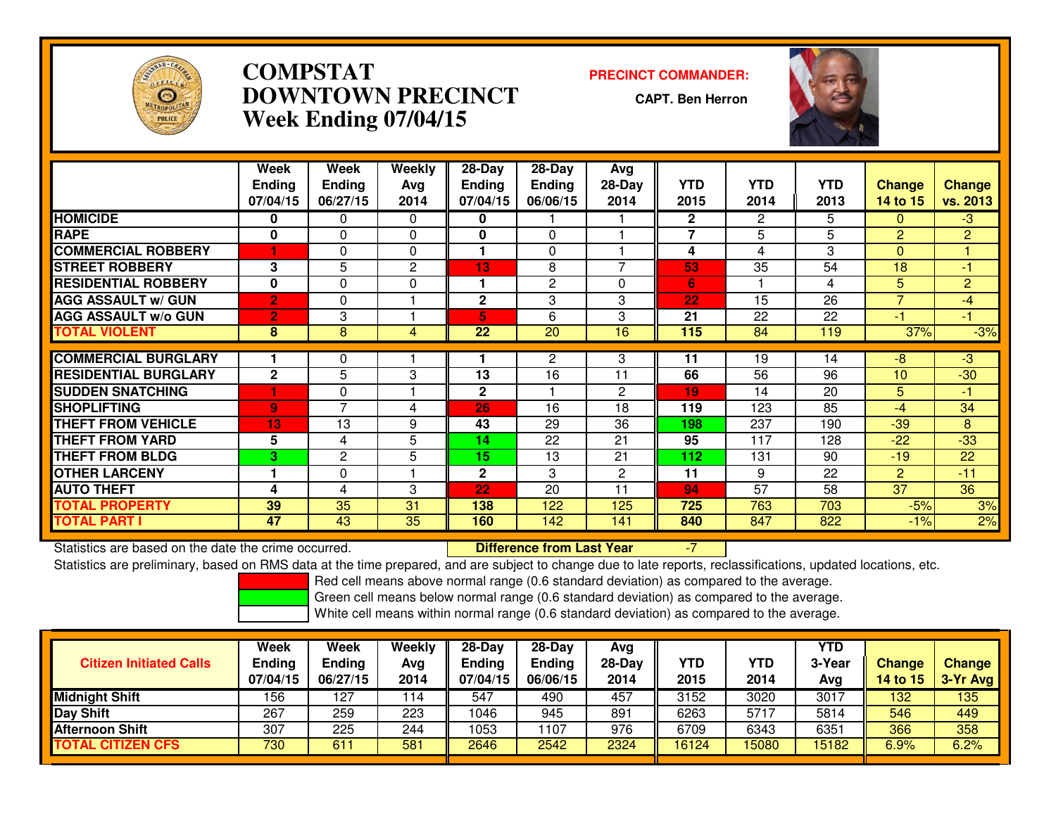# COMPSTAT
# DOWNTOWN PRECINCT
## Week Ending 07/04/15

**PRECINCT COMMANDER:**

**CAPT. Ben Herron**

| | Week Ending 07/04/15 | Week Ending 06/27/15 | Weekly Avg 2014 | 28-Day Ending 07/04/15 | 28-Day Ending 06/06/15 | Avg 28-Day 2014 | YTD 2015 | YTD 2014 | YTD 2013 | Change 14 to 15 | Change vs. 2013 |
|---|---|---|---|---|---|---|---|---|---|---|---|
| HOMICIDE | 0 | 0 | 0 | 0 | 1 | 1 | 2 | 2 | 5 | 0 | -3 |
| RAPE | 0 | 0 | 0 | 0 | 0 | 1 | 7 | 5 | 5 | 2 | 2 |
| COMMERCIAL ROBBERY | 1 | 0 | 0 | 1 | 0 | 1 | 4 | 4 | 3 | 0 | 1 |
| STREET ROBBERY | 3 | 5 | 2 | 13 | 8 | 7 | 53 | 35 | 54 | 18 | -1 |
| RESIDENTIAL ROBBERY | 0 | 0 | 0 | 1 | 2 | 0 | 6 | 1 | 4 | 5 | 2 |
| AGG ASSAULT w/ GUN | 2 | 0 | 1 | 2 | 3 | 3 | 22 | 15 | 26 | 7 | -4 |
| AGG ASSAULT w/o GUN | 2 | 3 | 1 | 5 | 6 | 3 | 21 | 22 | 22 | -1 | -1 |
| TOTAL VIOLENT | 8 | 8 | 4 | 22 | 20 | 16 | 115 | 84 | 119 | 37% | -3% |
| COMMERCIAL BURGLARY | 1 | 0 | 1 | 1 | 2 | 3 | 11 | 19 | 14 | -8 | -3 |
| RESIDENTIAL BURGLARY | 2 | 5 | 3 | 13 | 16 | 11 | 66 | 56 | 96 | 10 | -30 |
| SUDDEN SNATCHING | 1 | 0 | 1 | 2 | 1 | 2 | 19 | 14 | 20 | 5 | -1 |
| SHOPLIFTING | 9 | 7 | 4 | 26 | 16 | 18 | 119 | 123 | 85 | -4 | 34 |
| THEFT FROM VEHICLE | 13 | 13 | 9 | 43 | 29 | 36 | 198 | 237 | 190 | -39 | 8 |
| THEFT FROM YARD | 5 | 4 | 5 | 14 | 22 | 21 | 95 | 117 | 128 | -22 | -33 |
| THEFT FROM BLDG | 3 | 2 | 5 | 15 | 13 | 21 | 112 | 131 | 90 | -19 | 22 |
| OTHER LARCENY | 1 | 0 | 1 | 2 | 3 | 2 | 11 | 9 | 22 | 2 | -11 |
| AUTO THEFT | 4 | 4 | 3 | 22 | 20 | 11 | 94 | 57 | 58 | 37 | 36 |
| TOTAL PROPERTY | 39 | 35 | 31 | 138 | 122 | 125 | 725 | 763 | 703 | -5% | 3% |
| TOTAL PART I | 47 | 43 | 35 | 160 | 142 | 141 | 840 | 847 | 822 | -1% | 2% |

Statistics are based on the date the crime occurred. **Difference from Last Year** -7

Statistics are preliminary, based on RMS data at the time prepared, and are subject to change due to late reports, reclassifications, updated locations, etc.

Red cell means above normal range (0.6 standard deviation) as compared to the average.
Green cell means below normal range (0.6 standard deviation) as compared to the average.
White cell means within normal range (0.6 standard deviation) as compared to the average.

| Citizen Initiated Calls | Week Ending 07/04/15 | Week Ending 06/27/15 | Weekly Avg 2014 | 28-Day Ending 07/04/15 | 28-Day Ending 06/06/15 | Avg 28-Day 2014 | YTD 2015 | YTD 2014 | YTD 3-Year Avg | Change 14 to 15 | Change 3-Yr Avg |
|---|---|---|---|---|---|---|---|---|---|---|---|
| Midnight Shift | 156 | 127 | 114 | 547 | 490 | 457 | 3152 | 3020 | 3017 | 132 | 135 |
| Day Shift | 267 | 259 | 223 | 1046 | 945 | 891 | 6263 | 5717 | 5814 | 546 | 449 |
| Afternoon Shift | 307 | 225 | 244 | 1053 | 1107 | 976 | 6709 | 6343 | 6351 | 366 | 358 |
| TOTAL CITIZEN CFS | 730 | 611 | 581 | 2646 | 2542 | 2324 | 16124 | 15080 | 15182 | 6.9% | 6.2% |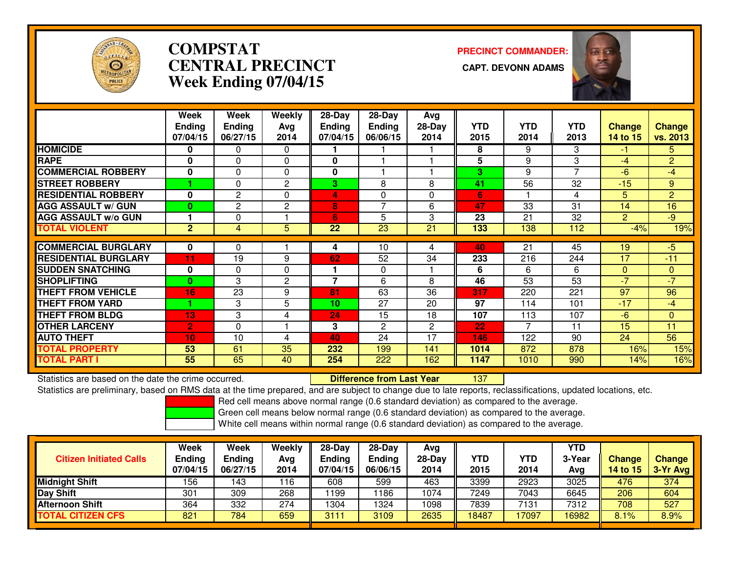# COMPSTAT
# CENTRAL PRECINCT
# Week Ending 07/04/15

**PRECINCT COMMANDER:**

**CAPT. DEVONN ADAMS**

| | Week Ending 07/04/15 | Week Ending 06/27/15 | Weekly Avg 2014 | 28-Day Ending 07/04/15 | 28-Day Ending 06/06/15 | Avg 28-Day 2014 | YTD 2015 | YTD 2014 | YTD 2013 | Change 14 to 15 | Change vs. 2013 |
|---|---|---|---|---|---|---|---|---|---|---|---|
| HOMICIDE | 0 | 0 | 0 | 1 | 1 | 1 | 8 | 9 | 3 | -1 | 5 |
| RAPE | 0 | 0 | 0 | 0 | 1 | 1 | 5 | 9 | 3 | -4 | 2 |
| COMMERCIAL ROBBERY | 0 | 0 | 0 | 0 | 1 | 1 | 3 | 9 | 7 | -6 | -4 |
| STREET ROBBERY | 1 | 0 | 2 | 3 | 8 | 8 | 41 | 56 | 32 | -15 | 9 |
| RESIDENTIAL ROBBERY | 0 | 2 | 0 | 4 | 0 | 0 | 6 | 1 | 4 | 5 | 2 |
| AGG ASSAULT w/ GUN | 0 | 2 | 2 | 8 | 7 | 6 | 47 | 33 | 31 | 14 | 16 |
| AGG ASSAULT w/o GUN | 1 | 0 | 1 | 6 | 5 | 3 | 23 | 21 | 32 | 2 | -9 |
| TOTAL VIOLENT | 2 | 4 | 5 | 22 | 23 | 21 | 133 | 138 | 112 | -4% | 19% |
| COMMERCIAL BURGLARY | 0 | 0 | 1 | 4 | 10 | 4 | 40 | 21 | 45 | 19 | -5 |
| RESIDENTIAL BURGLARY | 11 | 19 | 9 | 62 | 52 | 34 | 233 | 216 | 244 | 17 | -11 |
| SUDDEN SNATCHING | 0 | 0 | 0 | 1 | 0 | 1 | 6 | 6 | 6 | 0 | 0 |
| SHOPLIFTING | 0 | 3 | 2 | 7 | 6 | 8 | 46 | 53 | 53 | -7 | -7 |
| THEFT FROM VEHICLE | 16 | 23 | 9 | 81 | 63 | 36 | 317 | 220 | 221 | 97 | 96 |
| THEFT FROM YARD | 1 | 3 | 5 | 10 | 27 | 20 | 97 | 114 | 101 | -17 | -4 |
| THEFT FROM BLDG | 13 | 3 | 4 | 24 | 15 | 18 | 107 | 113 | 107 | -6 | 0 |
| OTHER LARCENY | 2 | 0 | 1 | 3 | 2 | 2 | 22 | 7 | 11 | 15 | 11 |
| AUTO THEFT | 10 | 10 | 4 | 40 | 24 | 17 | 146 | 122 | 90 | 24 | 56 |
| TOTAL PROPERTY | 53 | 61 | 35 | 232 | 199 | 141 | 1014 | 872 | 878 | 16% | 15% |
| TOTAL PART I | 55 | 65 | 40 | 254 | 222 | 162 | 1147 | 1010 | 990 | 14% | 16% |

Statistics are based on the date the crime occurred. **Difference from Last Year** 137

Statistics are preliminary, based on RMS data at the time prepared, and are subject to change due to late reports, reclassifications, updated locations, etc.

Red cell means above normal range (0.6 standard deviation) as compared to the average.

Green cell means below normal range (0.6 standard deviation) as compared to the average.

White cell means within normal range (0.6 standard deviation) as compared to the average.

| Citizen Initiated Calls | Week Ending 07/04/15 | Week Ending 06/27/15 | Weekly Avg 2014 | 28-Day Ending 07/04/15 | 28-Day Ending 06/06/15 | Avg 28-Day 2014 | YTD 2015 | YTD 2014 | YTD 3-Year Avg | Change 14 to 15 | Change 3-Yr Avg |
|---|---|---|---|---|---|---|---|---|---|---|---|
| Midnight Shift | 156 | 143 | 116 | 608 | 599 | 463 | 3399 | 2923 | 3025 | 476 | 374 |
| Day Shift | 301 | 309 | 268 | 1199 | 1186 | 1074 | 7249 | 7043 | 6645 | 206 | 604 |
| Afternoon Shift | 364 | 332 | 274 | 1304 | 1324 | 1098 | 7839 | 7131 | 7312 | 708 | 527 |
| TOTAL CITIZEN CFS | 821 | 784 | 659 | 3111 | 3109 | 2635 | 18487 | 17097 | 16982 | 8.1% | 8.9% |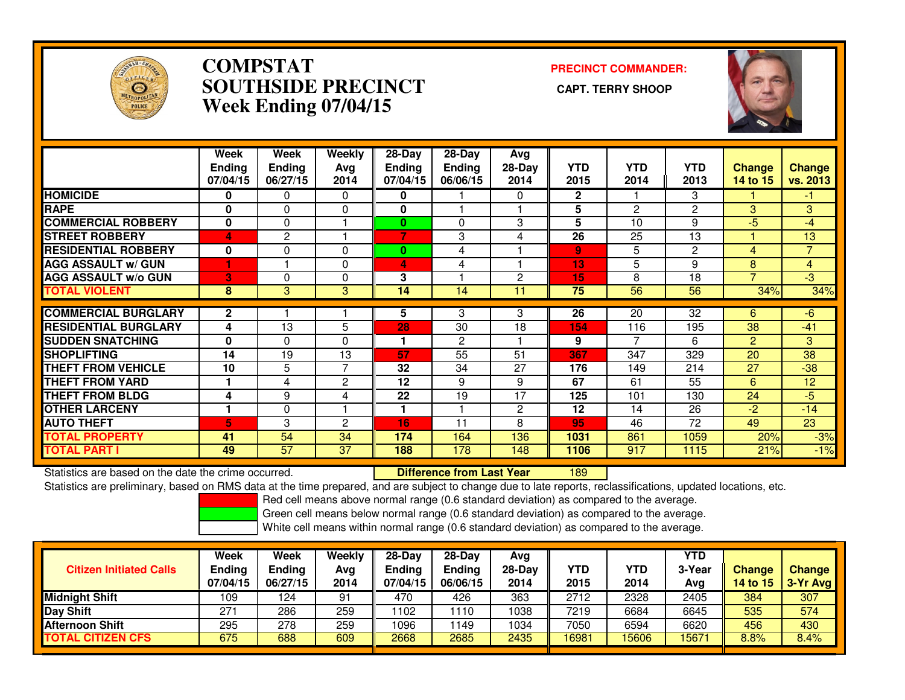# COMPSTAT
# SOUTHSIDE PRECINCT
## Week Ending 07/04/15

**PRECINCT COMMANDER:**

**CAPT. TERRY SHOOP**

| | Week Ending 07/04/15 | Week Ending 06/27/15 | Weekly Avg 2014 | 28-Day Ending 07/04/15 | 28-Day Ending 06/06/15 | Avg 28-Day 2014 | YTD 2015 | YTD 2014 | YTD 2013 | Change 14 to 15 | Change vs. 2013 |
|---|---|---|---|---|---|---|---|---|---|---|---|
| HOMICIDE | 0 | 0 | 0 | 0 | 1 | 0 | 2 | 1 | 3 | 1 | -1 |
| RAPE | 0 | 0 | 0 | 0 | 1 | 1 | 5 | 2 | 2 | 3 | 3 |
| COMMERCIAL ROBBERY | 0 | 0 | 1 | 0 | 0 | 3 | 5 | 10 | 9 | -5 | -4 |
| STREET ROBBERY | 4 | 2 | 1 | 7 | 3 | 4 | 26 | 25 | 13 | 1 | 13 |
| RESIDENTIAL ROBBERY | 0 | 0 | 0 | 0 | 4 | 1 | 9 | 5 | 2 | 4 | 7 |
| AGG ASSAULT w/ GUN | 1 | 1 | 0 | 4 | 4 | 1 | 13 | 5 | 9 | 8 | 4 |
| AGG ASSAULT w/o GUN | 3 | 0 | 0 | 3 | 1 | 2 | 15 | 8 | 18 | 7 | -3 |
| TOTAL VIOLENT | 8 | 3 | 3 | 14 | 14 | 11 | 75 | 56 | 56 | 34% | 34% |
| COMMERCIAL BURGLARY | 2 | 1 | 1 | 5 | 3 | 3 | 26 | 20 | 32 | 6 | -6 |
| RESIDENTIAL BURGLARY | 4 | 13 | 5 | 28 | 30 | 18 | 154 | 116 | 195 | 38 | -41 |
| SUDDEN SNATCHING | 0 | 0 | 0 | 1 | 2 | 1 | 9 | 7 | 6 | 2 | 3 |
| SHOPLIFTING | 14 | 19 | 13 | 57 | 55 | 51 | 367 | 347 | 329 | 20 | 38 |
| THEFT FROM VEHICLE | 10 | 5 | 7 | 32 | 34 | 27 | 176 | 149 | 214 | 27 | -38 |
| THEFT FROM YARD | 1 | 4 | 2 | 12 | 9 | 9 | 67 | 61 | 55 | 6 | 12 |
| THEFT FROM BLDG | 4 | 9 | 4 | 22 | 19 | 17 | 125 | 101 | 130 | 24 | -5 |
| OTHER LARCENY | 1 | 0 | 1 | 1 | 1 | 2 | 12 | 14 | 26 | -2 | -14 |
| AUTO THEFT | 5 | 3 | 2 | 16 | 11 | 8 | 95 | 46 | 72 | 49 | 23 |
| TOTAL PROPERTY | 41 | 54 | 34 | 174 | 164 | 136 | 1031 | 861 | 1059 | 20% | -3% |
| TOTAL PART I | 49 | 57 | 37 | 188 | 178 | 148 | 1106 | 917 | 1115 | 21% | -1% |

Statistics are based on the date the crime occurred. **Difference from Last Year** 189

Statistics are preliminary, based on RMS data at the time prepared, and are subject to change due to late reports, reclassifications, updated locations, etc.

Red cell means above normal range (0.6 standard deviation) as compared to the average.

Green cell means below normal range (0.6 standard deviation) as compared to the average.

White cell means within normal range (0.6 standard deviation) as compared to the average.

| Citizen Initiated Calls | Week Ending 07/04/15 | Week Ending 06/27/15 | Weekly Avg 2014 | 28-Day Ending 07/04/15 | 28-Day Ending 06/06/15 | Avg 28-Day 2014 | YTD 2015 | YTD 2014 | YTD 3-Year Avg | Change 14 to 15 | Change 3-Yr Avg |
|---|---|---|---|---|---|---|---|---|---|---|---|
| Midnight Shift | 109 | 124 | 91 | 470 | 426 | 363 | 2712 | 2328 | 2405 | 384 | 307 |
| Day Shift | 271 | 286 | 259 | 1102 | 1110 | 1038 | 7219 | 6684 | 6645 | 535 | 574 |
| Afternoon Shift | 295 | 278 | 259 | 1096 | 1149 | 1034 | 7050 | 6594 | 6620 | 456 | 430 |
| TOTAL CITIZEN CFS | 675 | 688 | 609 | 2668 | 2685 | 2435 | 16981 | 15606 | 15671 | 8.8% | 8.4% |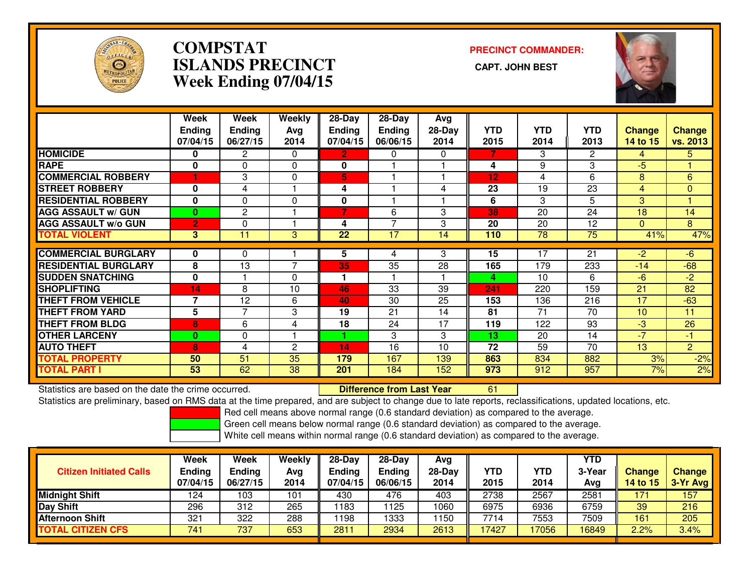# COMPSTAT
# ISLANDS PRECINCT
# Week Ending 07/04/15

**PRECINCT COMMANDER:**

**CAPT. JOHN BEST**

| | Week Ending 07/04/15 | Week Ending 06/27/15 | Weekly Avg 2014 | 28-Day Ending 07/04/15 | 28-Day Ending 06/06/15 | Avg 28-Day 2014 | YTD 2015 | YTD 2014 | YTD 2013 | Change 14 to 15 | Change vs. 2013 |
|---|---|---|---|---|---|---|---|---|---|---|---|
| HOMICIDE | 0 | 2 | 0 | 2 | 0 | 0 | 7 | 3 | 2 | 4 | 5 |
| RAPE | 0 | 0 | 0 | 0 | 1 | 1 | 4 | 9 | 3 | -5 | 1 |
| COMMERCIAL ROBBERY | 1 | 3 | 0 | 5 | 1 | 1 | 12 | 4 | 6 | 8 | 6 |
| STREET ROBBERY | 0 | 4 | 1 | 4 | 1 | 4 | 23 | 19 | 23 | 4 | 0 |
| RESIDENTIAL ROBBERY | 0 | 0 | 0 | 0 | 1 | 1 | 6 | 3 | 5 | 3 | 1 |
| AGG ASSAULT w/ GUN | 0 | 2 | 1 | 7 | 6 | 3 | 38 | 20 | 24 | 18 | 14 |
| AGG ASSAULT w/o GUN | 2 | 0 | 1 | 4 | 7 | 3 | 20 | 20 | 12 | 0 | 8 |
| TOTAL VIOLENT | 3 | 11 | 3 | 22 | 17 | 14 | 110 | 78 | 75 | 41% | 47% |
| COMMERCIAL BURGLARY | 0 | 0 | 1 | 5 | 4 | 3 | 15 | 17 | 21 | -2 | -6 |
| RESIDENTIAL BURGLARY | 8 | 13 | 7 | 35 | 35 | 28 | 165 | 179 | 233 | -14 | -68 |
| SUDDEN SNATCHING | 0 | 1 | 0 | 1 | 1 | 1 | 4 | 10 | 6 | -6 | -2 |
| SHOPLIFTING | 14 | 8 | 10 | 46 | 33 | 39 | 241 | 220 | 159 | 21 | 82 |
| THEFT FROM VEHICLE | 7 | 12 | 6 | 40 | 30 | 25 | 153 | 136 | 216 | 17 | -63 |
| THEFT FROM YARD | 5 | 7 | 3 | 19 | 21 | 14 | 81 | 71 | 70 | 10 | 11 |
| THEFT FROM BLDG | 8 | 6 | 4 | 18 | 24 | 17 | 119 | 122 | 93 | -3 | 26 |
| OTHER LARCENY | 0 | 0 | 1 | 1 | 3 | 3 | 13 | 20 | 14 | -7 | -1 |
| AUTO THEFT | 8 | 4 | 2 | 14 | 16 | 10 | 72 | 59 | 70 | 13 | 2 |
| TOTAL PROPERTY | 50 | 51 | 35 | 179 | 167 | 139 | 863 | 834 | 882 | 3% | -2% |
| TOTAL PART I | 53 | 62 | 38 | 201 | 184 | 152 | 973 | 912 | 957 | 7% | 2% |

Statistics are based on the date the crime occurred. **Difference from Last Year** 61

Statistics are preliminary, based on RMS data at the time prepared, and are subject to change due to late reports, reclassifications, updated locations, etc.

Red cell means above normal range (0.6 standard deviation) as compared to the average.
Green cell means below normal range (0.6 standard deviation) as compared to the average.
White cell means within normal range (0.6 standard deviation) as compared to the average.

| Citizen Initiated Calls | Week Ending 07/04/15 | Week Ending 06/27/15 | Weekly Avg 2014 | 28-Day Ending 07/04/15 | 28-Day Ending 06/06/15 | Avg 28-Day 2014 | YTD 2015 | YTD 2014 | YTD 3-Year Avg | Change 14 to 15 | Change 3-Yr Avg |
|---|---|---|---|---|---|---|---|---|---|---|---|
| Midnight Shift | 124 | 103 | 101 | 430 | 476 | 403 | 2738 | 2567 | 2581 | 171 | 157 |
| Day Shift | 296 | 312 | 265 | 1183 | 1125 | 1060 | 6975 | 6936 | 6759 | 39 | 216 |
| Afternoon Shift | 321 | 322 | 288 | 1198 | 1333 | 1150 | 7714 | 7553 | 7509 | 161 | 205 |
| TOTAL CITIZEN CFS | 741 | 737 | 653 | 2811 | 2934 | 2613 | 17427 | 17056 | 16849 | 2.2% | 3.4% |